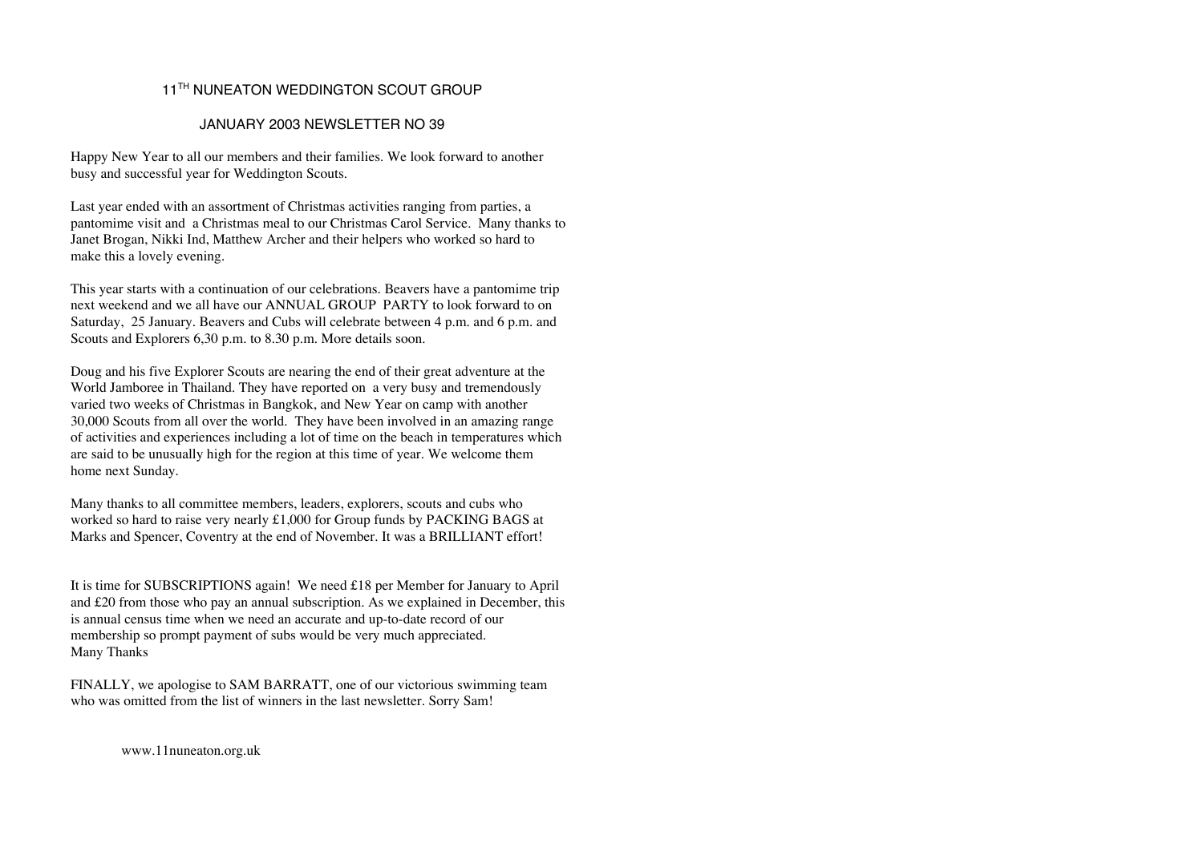# 11TH NUNEATON WEDDINGTON SCOUT GROUP

## JANUARY 2003 NEWSLETTER NO 39

Happy New Year to all our members and their families. We look forward to another busy and successful year for Weddington Scouts.

Last year ended with an assortment of Christmas activities ranging from parties, a pantomime visit and a Christmas meal to our Christmas Carol Service. Many thanks to Janet Brogan, Nikki Ind, Matthew Archer and their helpers who worked so hard to make this a lovely evening.

This year starts with a continuation of our celebrations. Beavers have a pantomime trip next weekend and we all have our ANNUAL GROUP PARTY to look forward to on Saturday, 25 January. Beavers and Cubs will celebrate between 4 p.m. and 6 p.m. and Scouts and Explorers 6,30 p.m. to 8.30 p.m. More details soon.

Doug and his five Explorer Scouts are nearing the end of their great adventure at the World Jamboree in Thailand. They have reported on a very busy and tremendously varied two weeks of Christmas in Bangkok, and New Year on camp with another 30,000 Scouts from all over the world. They have been involved in an amazing range of activities and experiences including a lot of time on the beach in temperatures which are said to be unusually high for the region at this time of year. We welcome them home next Sunday.

Many thanks to all committee members, leaders, explorers, scouts and cubs who worked so hard to raise very nearly £1,000 for Group funds by PACKING BAGS at Marks and Spencer, Coventry at the end of November. It was a BRILLIANT effort!

It is time for SUBSCRIPTIONS again! We need £18 per Member for January to April and £20 from those who pay an annual subscription. As we explained in December, this is annual census time when we need an accurate and up-to-date record of our membership so prompt payment of subs would be very much appreciated.
Many Thanks

FINALLY, we apologise to SAM BARRATT, one of our victorious swimming team who was omitted from the list of winners in the last newsletter. Sorry Sam!

www.11nuneaton.org.uk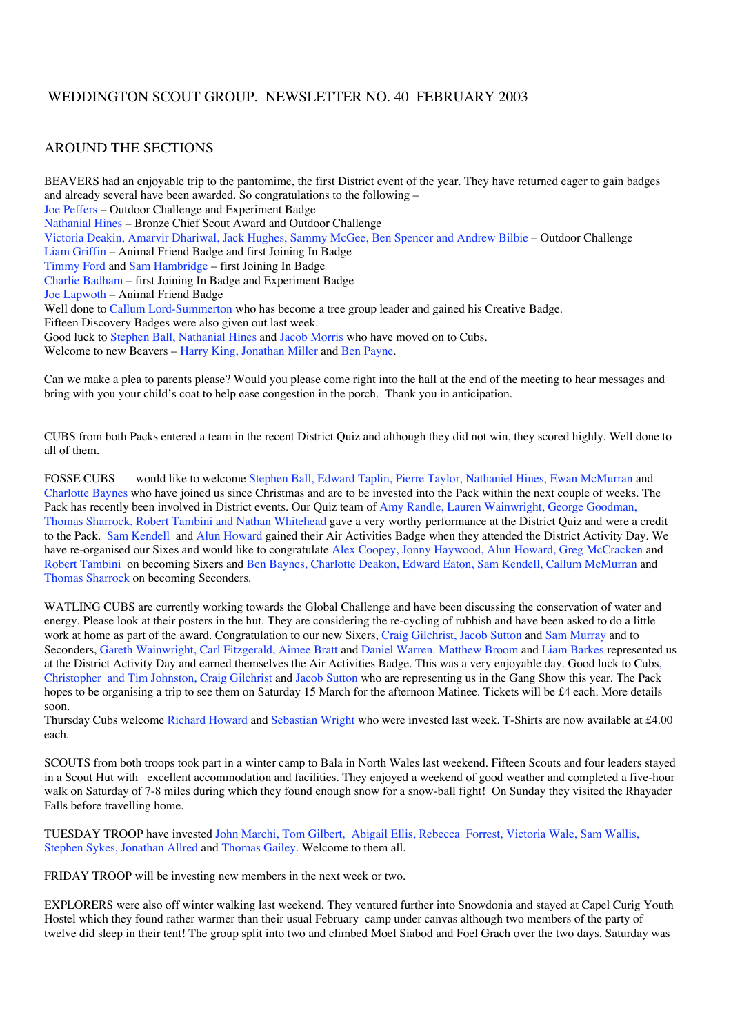WEDDINGTON SCOUT GROUP.  NEWSLETTER NO. 40  FEBRUARY 2003

## AROUND THE SECTIONS

BEAVERS had an enjoyable trip to the pantomime, the first District event of the year. They have returned eager to gain badges and already several have been awarded. So congratulations to the following –
Joe Peffers – Outdoor Challenge and Experiment Badge
Nathanial Hines – Bronze Chief Scout Award and Outdoor Challenge
Victoria Deakin, Amarvir Dhariwal, Jack Hughes, Sammy McGee, Ben Spencer and Andrew Bilbie – Outdoor Challenge
Liam Griffin – Animal Friend Badge and first Joining In Badge
Timmy Ford and Sam Hambridge – first Joining In Badge
Charlie Badham – first Joining In Badge and Experiment Badge
Joe Lapwoth – Animal Friend Badge
Well done to Callum Lord-Summerton who has become a tree group leader and gained his Creative Badge.
Fifteen Discovery Badges were also given out last week.
Good luck to Stephen Ball, Nathanial Hines and Jacob Morris who have moved on to Cubs.
Welcome to new Beavers – Harry King, Jonathan Miller and Ben Payne.

Can we make a plea to parents please? Would you please come right into the hall at the end of the meeting to hear messages and bring with you your child's coat to help ease congestion in the porch.  Thank you in anticipation.

CUBS from both Packs entered a team in the recent District Quiz and although they did not win, they scored highly. Well done to all of them.

FOSSE CUBS would like to welcome Stephen Ball, Edward Taplin, Pierre Taylor, Nathaniel Hines, Ewan McMurran and Charlotte Baynes who have joined us since Christmas and are to be invested into the Pack within the next couple of weeks. The Pack has recently been involved in District events. Our Quiz team of Amy Randle, Lauren Wainwright, George Goodman, Thomas Sharrock, Robert Tambini and Nathan Whitehead gave a very worthy performance at the District Quiz and were a credit to the Pack.  Sam Kendell and Alun Howard gained their Air Activities Badge when they attended the District Activity Day. We have re-organised our Sixes and would like to congratulate Alex Coopey, Jonny Haywood, Alun Howard, Greg McCracken and Robert Tambini on becoming Sixers and Ben Baynes, Charlotte Deakon, Edward Eaton, Sam Kendell, Callum McMurran and Thomas Sharrock on becoming Seconders.

WATLING CUBS are currently working towards the Global Challenge and have been discussing the conservation of water and energy. Please look at their posters in the hut. They are considering the re-cycling of rubbish and have been asked to do a little work at home as part of the award. Congratulation to our new Sixers, Craig Gilchrist, Jacob Sutton and Sam Murray and to Seconders, Gareth Wainwright, Carl Fitzgerald, Aimee Bratt and Daniel Warren. Matthew Broom and Liam Barkes represented us at the District Activity Day and earned themselves the Air Activities Badge. This was a very enjoyable day. Good luck to Cubs, Christopher and Tim Johnston, Craig Gilchrist and Jacob Sutton who are representing us in the Gang Show this year. The Pack hopes to be organising a trip to see them on Saturday 15 March for the afternoon Matinee. Tickets will be £4 each. More details soon.
Thursday Cubs welcome Richard Howard and Sebastian Wright who were invested last week. T-Shirts are now available at £4.00 each.

SCOUTS from both troops took part in a winter camp to Bala in North Wales last weekend. Fifteen Scouts and four leaders stayed in a Scout Hut with excellent accommodation and facilities. They enjoyed a weekend of good weather and completed a five-hour walk on Saturday of 7-8 miles during which they found enough snow for a snow-ball fight! On Sunday they visited the Rhayader Falls before travelling home.

TUESDAY TROOP have invested John Marchi, Tom Gilbert, Abigail Ellis, Rebecca Forrest, Victoria Wale, Sam Wallis, Stephen Sykes, Jonathan Allred and Thomas Gailey. Welcome to them all.

FRIDAY TROOP will be investing new members in the next week or two.

EXPLORERS were also off winter walking last weekend. They ventured further into Snowdonia and stayed at Capel Curig Youth Hostel which they found rather warmer than their usual February camp under canvas although two members of the party of twelve did sleep in their tent! The group split into two and climbed Moel Siabod and Foel Grach over the two days. Saturday was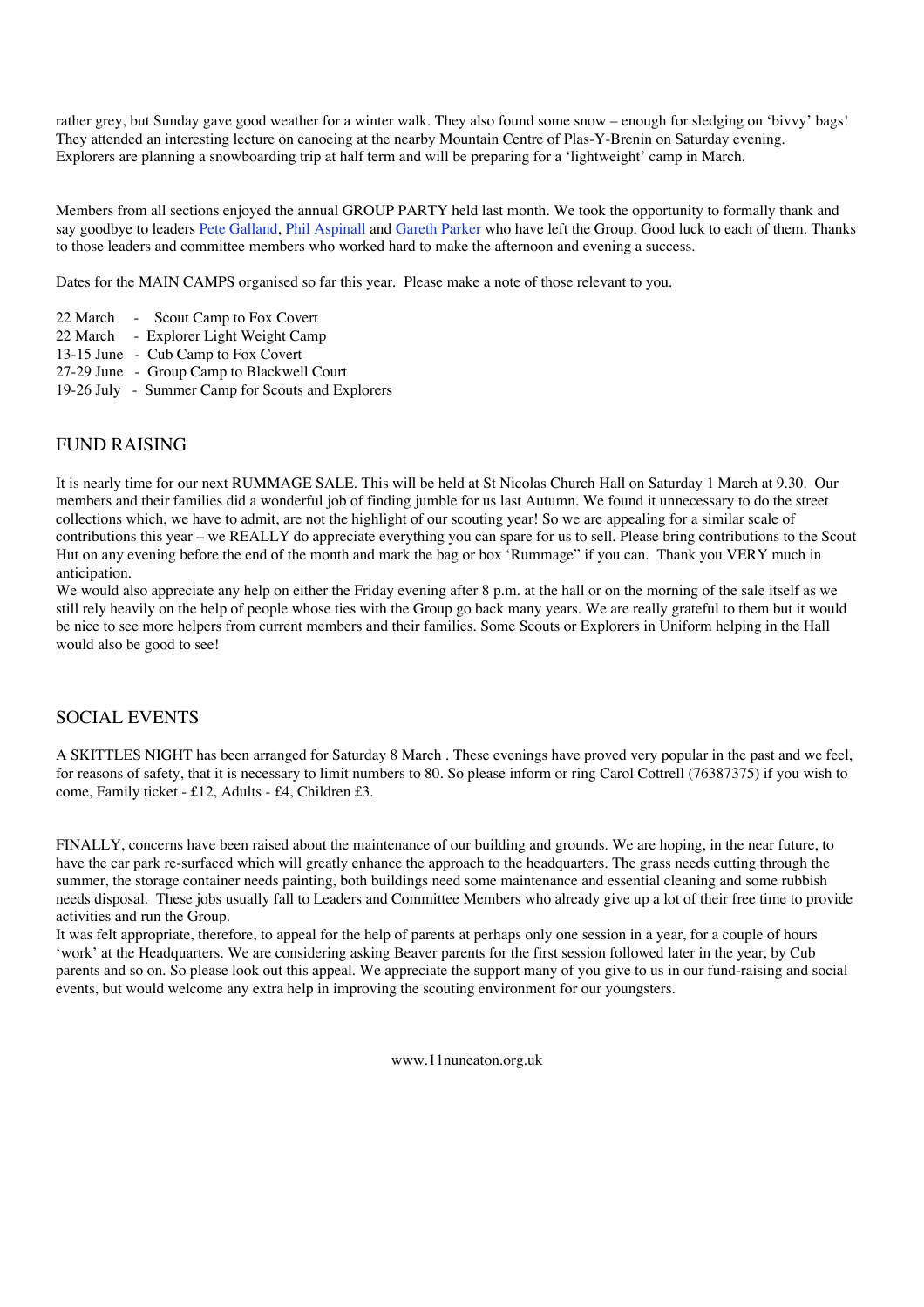rather grey, but Sunday gave good weather for a winter walk. They also found some snow – enough for sledging on 'bivvy' bags! They attended an interesting lecture on canoeing at the nearby Mountain Centre of Plas-Y-Brenin on Saturday evening. Explorers are planning a snowboarding trip at half term and will be preparing for a 'lightweight' camp in March.

Members from all sections enjoyed the annual GROUP PARTY held last month. We took the opportunity to formally thank and say goodbye to leaders Pete Galland, Phil Aspinall and Gareth Parker who have left the Group. Good luck to each of them. Thanks to those leaders and committee members who worked hard to make the afternoon and evening a success.

Dates for the MAIN CAMPS organised so far this year. Please make a note of those relevant to you.

22 March - Scout Camp to Fox Covert
22 March - Explorer Light Weight Camp
13-15 June - Cub Camp to Fox Covert
27-29 June - Group Camp to Blackwell Court
19-26 July - Summer Camp for Scouts and Explorers

## FUND RAISING

It is nearly time for our next RUMMAGE SALE. This will be held at St Nicolas Church Hall on Saturday 1 March at 9.30. Our members and their families did a wonderful job of finding jumble for us last Autumn. We found it unnecessary to do the street collections which, we have to admit, are not the highlight of our scouting year! So we are appealing for a similar scale of contributions this year – we REALLY do appreciate everything you can spare for us to sell. Please bring contributions to the Scout Hut on any evening before the end of the month and mark the bag or box 'Rummage" if you can. Thank you VERY much in anticipation.

We would also appreciate any help on either the Friday evening after 8 p.m. at the hall or on the morning of the sale itself as we still rely heavily on the help of people whose ties with the Group go back many years. We are really grateful to them but it would be nice to see more helpers from current members and their families. Some Scouts or Explorers in Uniform helping in the Hall would also be good to see!

## SOCIAL EVENTS

A SKITTLES NIGHT has been arranged for Saturday 8 March . These evenings have proved very popular in the past and we feel, for reasons of safety, that it is necessary to limit numbers to 80. So please inform or ring Carol Cottrell (76387375) if you wish to come, Family ticket - £12, Adults - £4, Children £3.

FINALLY, concerns have been raised about the maintenance of our building and grounds. We are hoping, in the near future, to have the car park re-surfaced which will greatly enhance the approach to the headquarters. The grass needs cutting through the summer, the storage container needs painting, both buildings need some maintenance and essential cleaning and some rubbish needs disposal. These jobs usually fall to Leaders and Committee Members who already give up a lot of their free time to provide activities and run the Group.

It was felt appropriate, therefore, to appeal for the help of parents at perhaps only one session in a year, for a couple of hours 'work' at the Headquarters. We are considering asking Beaver parents for the first session followed later in the year, by Cub parents and so on. So please look out this appeal. We appreciate the support many of you give to us in our fund-raising and social events, but would welcome any extra help in improving the scouting environment for our youngsters.

www.11nuneaton.org.uk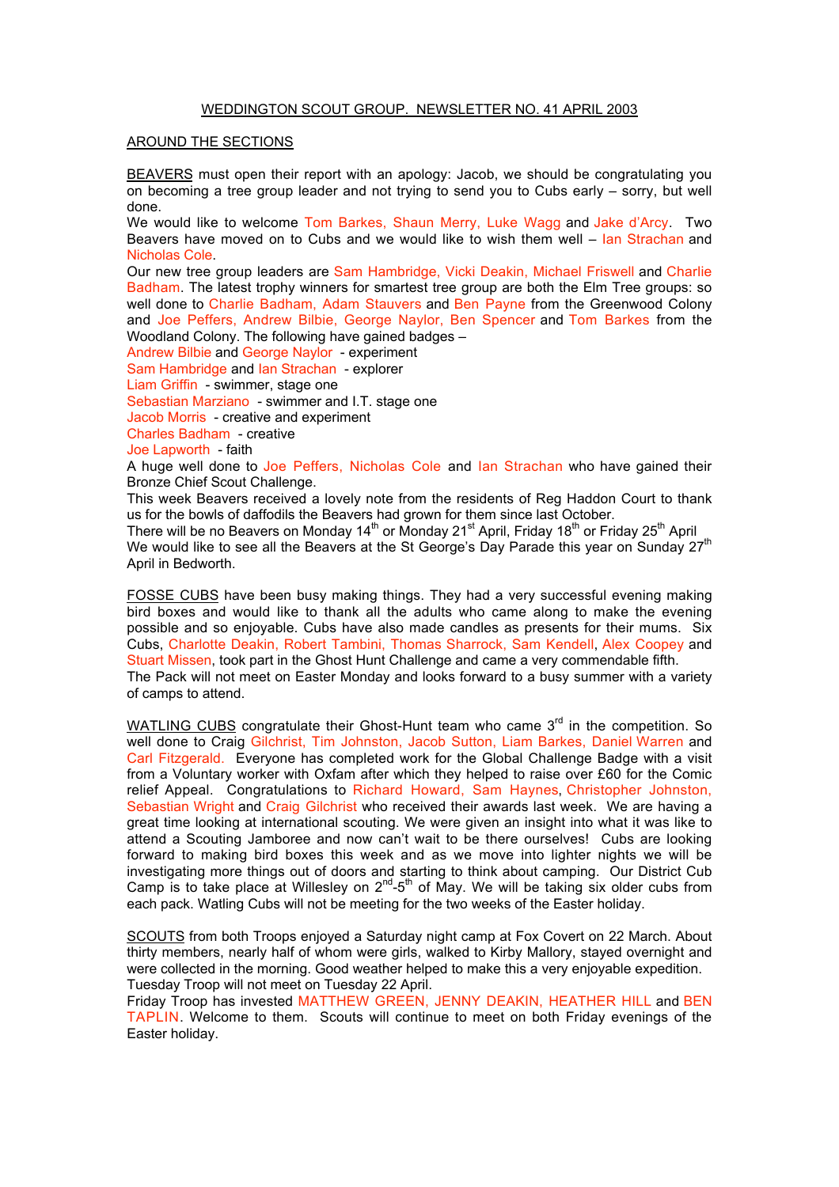WEDDINGTON SCOUT GROUP. NEWSLETTER NO. 41 APRIL 2003

## AROUND THE SECTIONS

BEAVERS must open their report with an apology: Jacob, we should be congratulating you on becoming a tree group leader and not trying to send you to Cubs early – sorry, but well done.

We would like to welcome Tom Barkes, Shaun Merry, Luke Wagg and Jake d'Arcy. Two Beavers have moved on to Cubs and we would like to wish them well – Ian Strachan and Nicholas Cole.

Our new tree group leaders are Sam Hambridge, Vicki Deakin, Michael Friswell and Charlie Badham. The latest trophy winners for smartest tree group are both the Elm Tree groups: so well done to Charlie Badham, Adam Stauvers and Ben Payne from the Greenwood Colony and Joe Peffers, Andrew Bilbie, George Naylor, Ben Spencer and Tom Barkes from the Woodland Colony. The following have gained badges –

Andrew Bilbie and George Naylor - experiment
Sam Hambridge and Ian Strachan - explorer
Liam Griffin - swimmer, stage one
Sebastian Marziano - swimmer and I.T. stage one
Jacob Morris - creative and experiment
Charles Badham - creative
Joe Lapworth - faith

A huge well done to Joe Peffers, Nicholas Cole and Ian Strachan who have gained their Bronze Chief Scout Challenge.

This week Beavers received a lovely note from the residents of Reg Haddon Court to thank us for the bowls of daffodils the Beavers had grown for them since last October.

There will be no Beavers on Monday 14th or Monday 21st April, Friday 18th or Friday 25th April

We would like to see all the Beavers at the St George's Day Parade this year on Sunday 27th April in Bedworth.

FOSSE CUBS have been busy making things. They had a very successful evening making bird boxes and would like to thank all the adults who came along to make the evening possible and so enjoyable. Cubs have also made candles as presents for their mums. Six Cubs, Charlotte Deakin, Robert Tambini, Thomas Sharrock, Sam Kendell, Alex Coopey and Stuart Missen, took part in the Ghost Hunt Challenge and came a very commendable fifth.

The Pack will not meet on Easter Monday and looks forward to a busy summer with a variety of camps to attend.

WATLING CUBS congratulate their Ghost-Hunt team who came 3rd in the competition. So well done to Craig Gilchrist, Tim Johnston, Jacob Sutton, Liam Barkes, Daniel Warren and Carl Fitzgerald. Everyone has completed work for the Global Challenge Badge with a visit from a Voluntary worker with Oxfam after which they helped to raise over £60 for the Comic relief Appeal. Congratulations to Richard Howard, Sam Haynes, Christopher Johnston, Sebastian Wright and Craig Gilchrist who received their awards last week. We are having a great time looking at international scouting. We were given an insight into what it was like to attend a Scouting Jamboree and now can't wait to be there ourselves! Cubs are looking forward to making bird boxes this week and as we move into lighter nights we will be investigating more things out of doors and starting to think about camping. Our District Cub Camp is to take place at Willesley on 2nd-5th of May. We will be taking six older cubs from each pack. Watling Cubs will not be meeting for the two weeks of the Easter holiday.

SCOUTS from both Troops enjoyed a Saturday night camp at Fox Covert on 22 March. About thirty members, nearly half of whom were girls, walked to Kirby Mallory, stayed overnight and were collected in the morning. Good weather helped to make this a very enjoyable expedition.

Tuesday Troop will not meet on Tuesday 22 April.

Friday Troop has invested MATTHEW GREEN, JENNY DEAKIN, HEATHER HILL and BEN TAPLIN. Welcome to them. Scouts will continue to meet on both Friday evenings of the Easter holiday.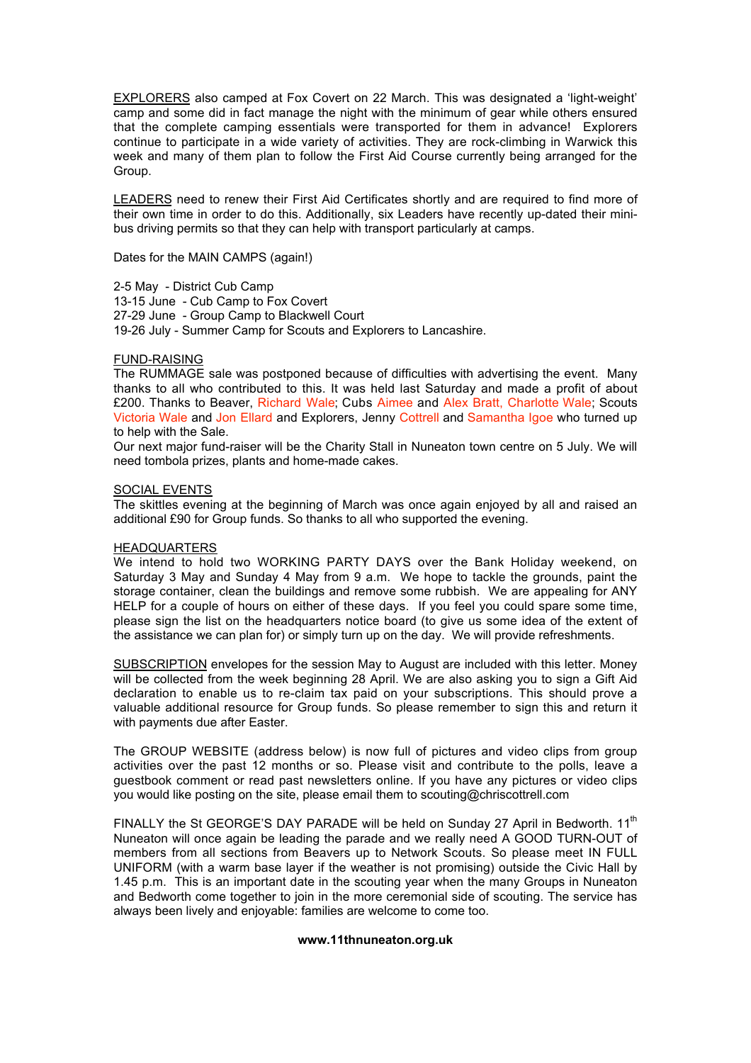EXPLORERS also camped at Fox Covert on 22 March. This was designated a 'light-weight' camp and some did in fact manage the night with the minimum of gear while others ensured that the complete camping essentials were transported for them in advance! Explorers continue to participate in a wide variety of activities. They are rock-climbing in Warwick this week and many of them plan to follow the First Aid Course currently being arranged for the Group.

LEADERS need to renew their First Aid Certificates shortly and are required to find more of their own time in order to do this. Additionally, six Leaders have recently up-dated their mini-bus driving permits so that they can help with transport particularly at camps.

Dates for the MAIN CAMPS (again!)

2-5 May - District Cub Camp
13-15 June - Cub Camp to Fox Covert
27-29 June - Group Camp to Blackwell Court
19-26 July - Summer Camp for Scouts and Explorers to Lancashire.

FUND-RAISING

The RUMMAGE sale was postponed because of difficulties with advertising the event. Many thanks to all who contributed to this. It was held last Saturday and made a profit of about £200. Thanks to Beaver, Richard Wale; Cubs Aimee and Alex Bratt, Charlotte Wale; Scouts Victoria Wale and Jon Ellard and Explorers, Jenny Cottrell and Samantha Igoe who turned up to help with the Sale.

Our next major fund-raiser will be the Charity Stall in Nuneaton town centre on 5 July. We will need tombola prizes, plants and home-made cakes.

SOCIAL EVENTS

The skittles evening at the beginning of March was once again enjoyed by all and raised an additional £90 for Group funds. So thanks to all who supported the evening.

HEADQUARTERS

We intend to hold two WORKING PARTY DAYS over the Bank Holiday weekend, on Saturday 3 May and Sunday 4 May from 9 a.m. We hope to tackle the grounds, paint the storage container, clean the buildings and remove some rubbish. We are appealing for ANY HELP for a couple of hours on either of these days. If you feel you could spare some time, please sign the list on the headquarters notice board (to give us some idea of the extent of the assistance we can plan for) or simply turn up on the day. We will provide refreshments.

SUBSCRIPTION envelopes for the session May to August are included with this letter. Money will be collected from the week beginning 28 April. We are also asking you to sign a Gift Aid declaration to enable us to re-claim tax paid on your subscriptions. This should prove a valuable additional resource for Group funds. So please remember to sign this and return it with payments due after Easter.

The GROUP WEBSITE (address below) is now full of pictures and video clips from group activities over the past 12 months or so. Please visit and contribute to the polls, leave a guestbook comment or read past newsletters online. If you have any pictures or video clips you would like posting on the site, please email them to scouting@chriscottrell.com

FINALLY the St GEORGE'S DAY PARADE will be held on Sunday 27 April in Bedworth. 11th Nuneaton will once again be leading the parade and we really need A GOOD TURN-OUT of members from all sections from Beavers up to Network Scouts. So please meet IN FULL UNIFORM (with a warm base layer if the weather is not promising) outside the Civic Hall by 1.45 p.m. This is an important date in the scouting year when the many Groups in Nuneaton and Bedworth come together to join in the more ceremonial side of scouting. The service has always been lively and enjoyable: families are welcome to come too.

**www.11thnuneaton.org.uk**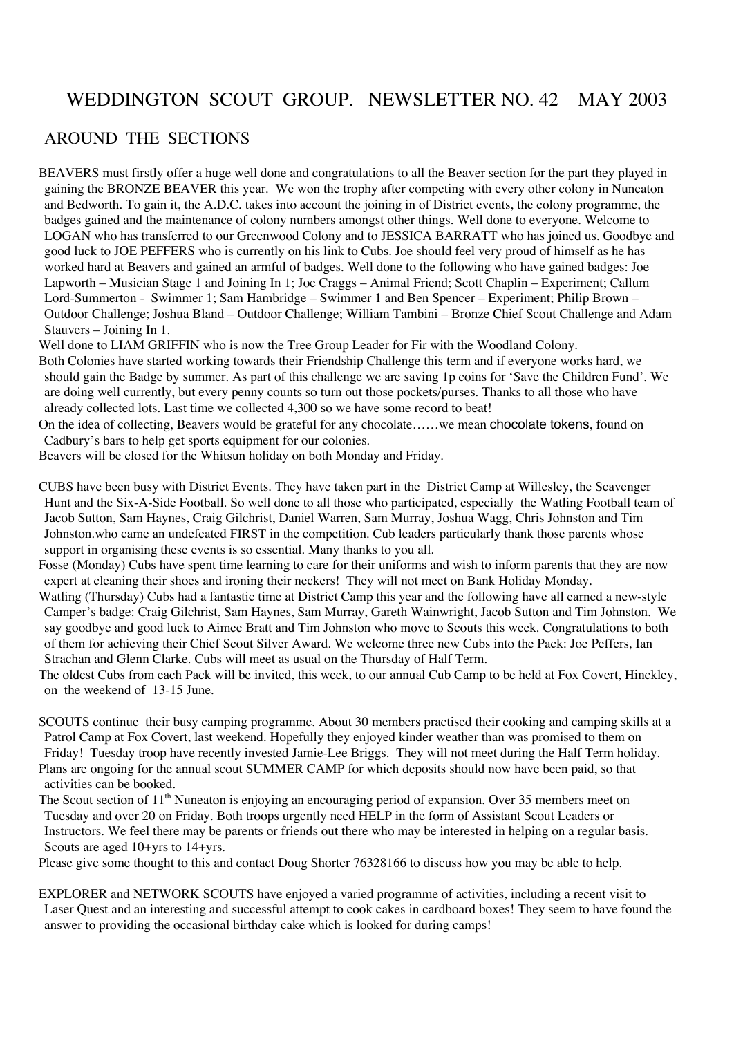# WEDDINGTON SCOUT GROUP. NEWSLETTER NO. 42 MAY 2003

## AROUND THE SECTIONS

BEAVERS must firstly offer a huge well done and congratulations to all the Beaver section for the part they played in gaining the BRONZE BEAVER this year. We won the trophy after competing with every other colony in Nuneaton and Bedworth. To gain it, the A.D.C. takes into account the joining in of District events, the colony programme, the badges gained and the maintenance of colony numbers amongst other things. Well done to everyone. Welcome to LOGAN who has transferred to our Greenwood Colony and to JESSICA BARRATT who has joined us. Goodbye and good luck to JOE PEFFERS who is currently on his link to Cubs. Joe should feel very proud of himself as he has worked hard at Beavers and gained an armful of badges. Well done to the following who have gained badges: Joe Lapworth – Musician Stage 1 and Joining In 1; Joe Craggs – Animal Friend; Scott Chaplin – Experiment; Callum Lord-Summerton - Swimmer 1; Sam Hambridge – Swimmer 1 and Ben Spencer – Experiment; Philip Brown – Outdoor Challenge; Joshua Bland – Outdoor Challenge; William Tambini – Bronze Chief Scout Challenge and Adam Stauvers – Joining In 1.

Well done to LIAM GRIFFIN who is now the Tree Group Leader for Fir with the Woodland Colony.

Both Colonies have started working towards their Friendship Challenge this term and if everyone works hard, we should gain the Badge by summer. As part of this challenge we are saving 1p coins for 'Save the Children Fund'. We are doing well currently, but every penny counts so turn out those pockets/purses. Thanks to all those who have already collected lots. Last time we collected 4,300 so we have some record to beat!

On the idea of collecting, Beavers would be grateful for any chocolate……we mean chocolate tokens, found on Cadbury's bars to help get sports equipment for our colonies.

Beavers will be closed for the Whitsun holiday on both Monday and Friday.

CUBS have been busy with District Events. They have taken part in the District Camp at Willesley, the Scavenger Hunt and the Six-A-Side Football. So well done to all those who participated, especially the Watling Football team of Jacob Sutton, Sam Haynes, Craig Gilchrist, Daniel Warren, Sam Murray, Joshua Wagg, Chris Johnston and Tim Johnston.who came an undefeated FIRST in the competition. Cub leaders particularly thank those parents whose support in organising these events is so essential. Many thanks to you all.

Fosse (Monday) Cubs have spent time learning to care for their uniforms and wish to inform parents that they are now expert at cleaning their shoes and ironing their neckers! They will not meet on Bank Holiday Monday.

Watling (Thursday) Cubs had a fantastic time at District Camp this year and the following have all earned a new-style Camper's badge: Craig Gilchrist, Sam Haynes, Sam Murray, Gareth Wainwright, Jacob Sutton and Tim Johnston. We say goodbye and good luck to Aimee Bratt and Tim Johnston who move to Scouts this week. Congratulations to both of them for achieving their Chief Scout Silver Award. We welcome three new Cubs into the Pack: Joe Peffers, Ian Strachan and Glenn Clarke. Cubs will meet as usual on the Thursday of Half Term.

The oldest Cubs from each Pack will be invited, this week, to our annual Cub Camp to be held at Fox Covert, Hinckley, on the weekend of 13-15 June.

SCOUTS continue their busy camping programme. About 30 members practised their cooking and camping skills at a Patrol Camp at Fox Covert, last weekend. Hopefully they enjoyed kinder weather than was promised to them on Friday! Tuesday troop have recently invested Jamie-Lee Briggs. They will not meet during the Half Term holiday.

Plans are ongoing for the annual scout SUMMER CAMP for which deposits should now have been paid, so that activities can be booked.

The Scout section of 11th Nuneaton is enjoying an encouraging period of expansion. Over 35 members meet on Tuesday and over 20 on Friday. Both troops urgently need HELP in the form of Assistant Scout Leaders or Instructors. We feel there may be parents or friends out there who may be interested in helping on a regular basis. Scouts are aged 10+yrs to 14+yrs.

Please give some thought to this and contact Doug Shorter 76328166 to discuss how you may be able to help.

EXPLORER and NETWORK SCOUTS have enjoyed a varied programme of activities, including a recent visit to Laser Quest and an interesting and successful attempt to cook cakes in cardboard boxes! They seem to have found the answer to providing the occasional birthday cake which is looked for during camps!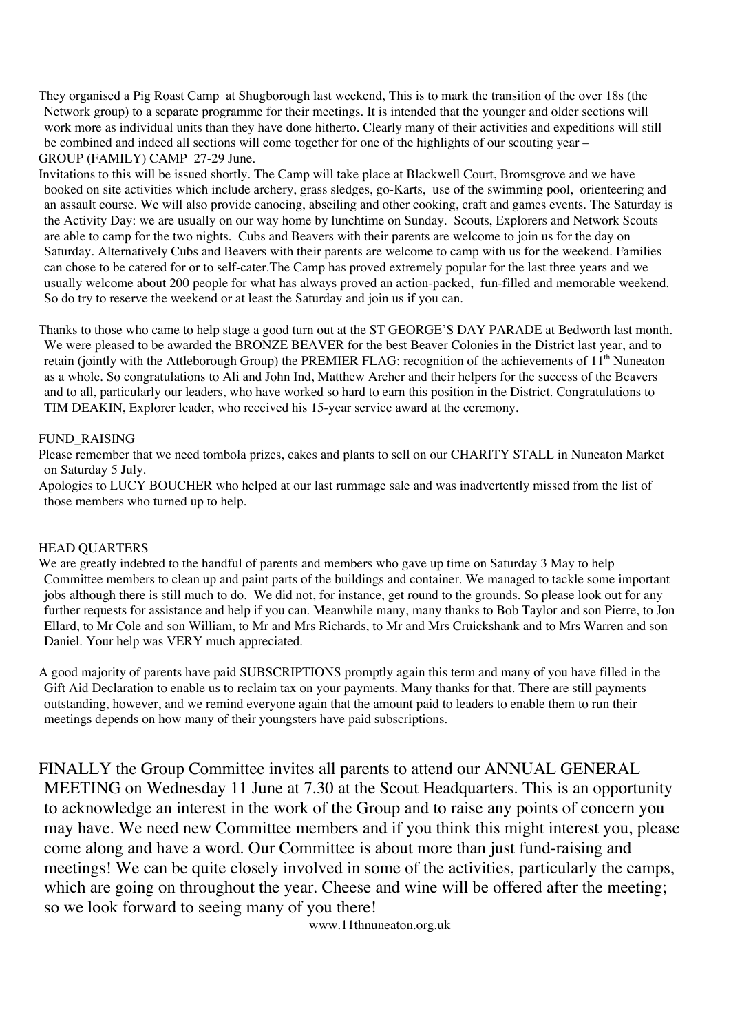They organised a Pig Roast Camp at Shugborough last weekend, This is to mark the transition of the over 18s (the Network group) to a separate programme for their meetings. It is intended that the younger and older sections will work more as individual units than they have done hitherto. Clearly many of their activities and expeditions will still be combined and indeed all sections will come together for one of the highlights of our scouting year –

GROUP (FAMILY) CAMP 27-29 June.

Invitations to this will be issued shortly. The Camp will take place at Blackwell Court, Bromsgrove and we have booked on site activities which include archery, grass sledges, go-Karts, use of the swimming pool, orienteering and an assault course. We will also provide canoeing, abseiling and other cooking, craft and games events. The Saturday is the Activity Day: we are usually on our way home by lunchtime on Sunday. Scouts, Explorers and Network Scouts are able to camp for the two nights. Cubs and Beavers with their parents are welcome to join us for the day on Saturday. Alternatively Cubs and Beavers with their parents are welcome to camp with us for the weekend. Families can chose to be catered for or to self-cater.The Camp has proved extremely popular for the last three years and we usually welcome about 200 people for what has always proved an action-packed, fun-filled and memorable weekend. So do try to reserve the weekend or at least the Saturday and join us if you can.

Thanks to those who came to help stage a good turn out at the ST GEORGE'S DAY PARADE at Bedworth last month. We were pleased to be awarded the BRONZE BEAVER for the best Beaver Colonies in the District last year, and to retain (jointly with the Attleborough Group) the PREMIER FLAG: recognition of the achievements of 11th Nuneaton as a whole. So congratulations to Ali and John Ind, Matthew Archer and their helpers for the success of the Beavers and to all, particularly our leaders, who have worked so hard to earn this position in the District. Congratulations to TIM DEAKIN, Explorer leader, who received his 15-year service award at the ceremony.

FUND_RAISING

Please remember that we need tombola prizes, cakes and plants to sell on our CHARITY STALL in Nuneaton Market on Saturday 5 July.

Apologies to LUCY BOUCHER who helped at our last rummage sale and was inadvertently missed from the list of those members who turned up to help.

HEAD QUARTERS

We are greatly indebted to the handful of parents and members who gave up time on Saturday 3 May to help Committee members to clean up and paint parts of the buildings and container. We managed to tackle some important jobs although there is still much to do. We did not, for instance, get round to the grounds. So please look out for any further requests for assistance and help if you can. Meanwhile many, many thanks to Bob Taylor and son Pierre, to Jon Ellard, to Mr Cole and son William, to Mr and Mrs Richards, to Mr and Mrs Cruickshank and to Mrs Warren and son Daniel. Your help was VERY much appreciated.

A good majority of parents have paid SUBSCRIPTIONS promptly again this term and many of you have filled in the Gift Aid Declaration to enable us to reclaim tax on your payments. Many thanks for that. There are still payments outstanding, however, and we remind everyone again that the amount paid to leaders to enable them to run their meetings depends on how many of their youngsters have paid subscriptions.

FINALLY the Group Committee invites all parents to attend our ANNUAL GENERAL MEETING on Wednesday 11 June at 7.30 at the Scout Headquarters. This is an opportunity to acknowledge an interest in the work of the Group and to raise any points of concern you may have. We need new Committee members and if you think this might interest you, please come along and have a word. Our Committee is about more than just fund-raising and meetings! We can be quite closely involved in some of the activities, particularly the camps, which are going on throughout the year. Cheese and wine will be offered after the meeting; so we look forward to seeing many of you there!

www.11thnuneaton.org.uk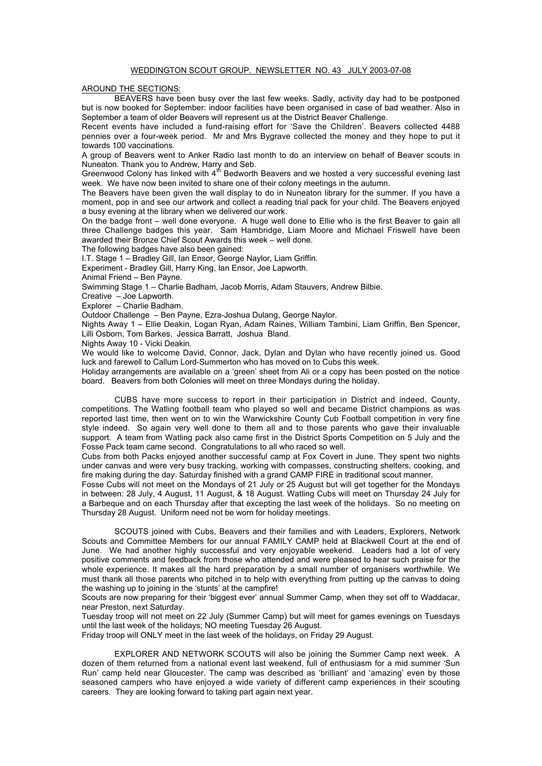WEDDINGTON SCOUT GROUP. NEWSLETTER NO. 43 JULY 2003-07-08

AROUND THE SECTIONS:

BEAVERS have been busy over the last few weeks. Sadly, activity day had to be postponed but is now booked for September: indoor facilities have been organised in case of bad weather. Also in September a team of older Beavers will represent us at the District Beaver Challenge.

Recent events have included a fund-raising effort for 'Save the Children'. Beavers collected 4488 pennies over a four-week period. Mr and Mrs Bygrave collected the money and they hope to put it towards 100 vaccinations.

A group of Beavers went to Anker Radio last month to do an interview on behalf of Beaver scouts in Nuneaton. Thank you to Andrew, Harry and Seb.

Greenwood Colony has linked with 4th Bedworth Beavers and we hosted a very successful evening last week. We have now been invited to share one of their colony meetings in the autumn.

The Beavers have been given the wall display to do in Nuneaton library for the summer. If you have a moment, pop in and see our artwork and collect a reading trial pack for your child. The Beavers enjoyed a busy evening at the library when we delivered our work.

On the badge front – well done everyone. A huge well done to Ellie who is the first Beaver to gain all three Challenge badges this year. Sam Hambridge, Liam Moore and Michael Friswell have been awarded their Bronze Chief Scout Awards this week – well done.

The following badges have also been gained:

I.T. Stage 1 – Bradley Gill, Ian Ensor, George Naylor, Liam Griffin.

Experiment - Bradley Gill, Harry King, Ian Ensor, Joe Lapworth.

Animal Friend – Ben Payne.

Swimming Stage 1 – Charlie Badham, Jacob Morris, Adam Stauvers, Andrew Bilbie.

Creative – Joe Lapworth.

Explorer – Charlie Badham.

Outdoor Challenge – Ben Payne, Ezra-Joshua Dulang, George Naylor.

Nights Away 1 – Ellie Deakin, Logan Ryan, Adam Raines, William Tambini, Liam Griffin, Ben Spencer, Lilli Osborn, Tom Barkes, Jessica Barratt, Joshua Bland.

Nights Away 10 - Vicki Deakin.

We would like to welcome David, Connor, Jack, Dylan and Dylan who have recently joined us. Good luck and farewell to Callum Lord-Summerton who has moved on to Cubs this week.

Holiday arrangements are available on a 'green' sheet from Ali or a copy has been posted on the notice board. Beavers from both Colonies will meet on three Mondays during the holiday.

CUBS have more success to report in their participation in District and indeed, County, competitions. The Watling football team who played so well and became District champions as was reported last time, then went on to win the Warwickshire County Cub Football competition in very fine style indeed. So again very well done to them all and to those parents who gave their invaluable support. A team from Watling pack also came first in the District Sports Competition on 5 July and the Fosse Pack team came second. Congratulations to all who raced so well.

Cubs from both Packs enjoyed another successful camp at Fox Covert in June. They spent two nights under canvas and were very busy tracking, working with compasses, constructing shelters, cooking, and fire making during the day. Saturday finished with a grand CAMP FIRE in traditional scout manner.

Fosse Cubs will not meet on the Mondays of 21 July or 25 August but will get together for the Mondays in between: 28 July, 4 August, 11 August, & 18 August. Watling Cubs will meet on Thursday 24 July for a Barbeque and on each Thursday after that excepting the last week of the holidays. So no meeting on Thursday 28 August. Uniform need not be worn for holiday meetings.

SCOUTS joined with Cubs, Beavers and their families and with Leaders, Explorers, Network Scouts and Committee Members for our annual FAMILY CAMP held at Blackwell Court at the end of June. We had another highly successful and very enjoyable weekend. Leaders had a lot of very positive comments and feedback from those who attended and were pleased to hear such praise for the whole experience. It makes all the hard preparation by a small number of organisers worthwhile. We must thank all those parents who pitched in to help with everything from putting up the canvas to doing the washing up to joining in the 'stunts' at the campfire!

Scouts are now preparing for their 'biggest ever' annual Summer Camp, when they set off to Waddacar, near Preston, next Saturday.

Tuesday troop will not meet on 22 July (Summer Camp) but will meet for games evenings on Tuesdays until the last week of the holidays; NO meeting Tuesday 26 August.

Friday troop will ONLY meet in the last week of the holidays, on Friday 29 August.

EXPLORER AND NETWORK SCOUTS will also be joining the Summer Camp next week. A dozen of them returned from a national event last weekend, full of enthusiasm for a mid summer 'Sun Run' camp held near Gloucester. The camp was described as 'brilliant' and 'amazing' even by those seasoned campers who have enjoyed a wide variety of different camp experiences in their scouting careers. They are looking forward to taking part again next year.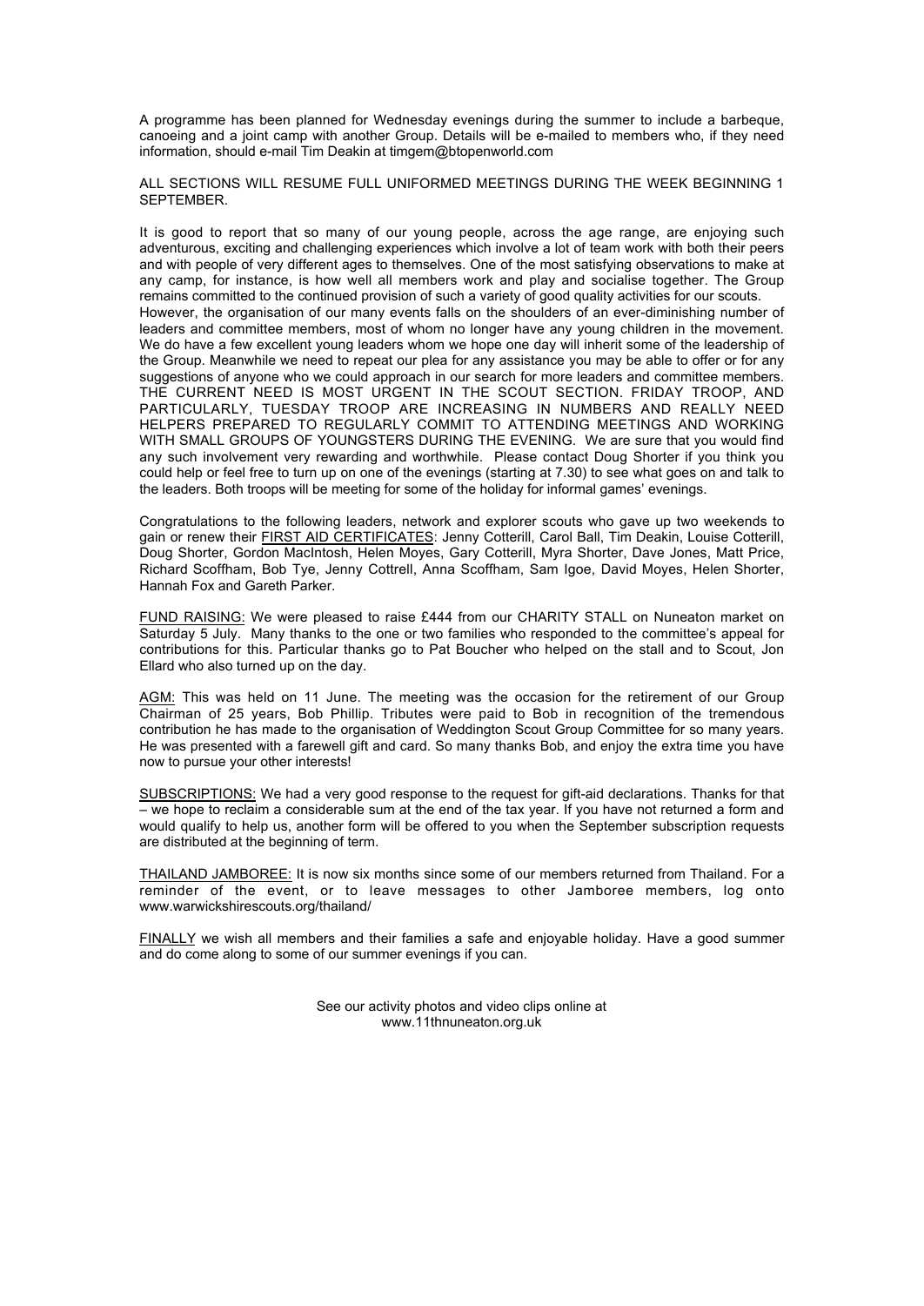A programme has been planned for Wednesday evenings during the summer to include a barbeque, canoeing and a joint camp with another Group. Details will be e-mailed to members who, if they need information, should e-mail Tim Deakin at timgem@btopenworld.com

ALL SECTIONS WILL RESUME FULL UNIFORMED MEETINGS DURING THE WEEK BEGINNING 1 SEPTEMBER.

It is good to report that so many of our young people, across the age range, are enjoying such adventurous, exciting and challenging experiences which involve a lot of team work with both their peers and with people of very different ages to themselves. One of the most satisfying observations to make at any camp, for instance, is how well all members work and play and socialise together. The Group remains committed to the continued provision of such a variety of good quality activities for our scouts.
However, the organisation of our many events falls on the shoulders of an ever-diminishing number of leaders and committee members, most of whom no longer have any young children in the movement. We do have a few excellent young leaders whom we hope one day will inherit some of the leadership of the Group. Meanwhile we need to repeat our plea for any assistance you may be able to offer or for any suggestions of anyone who we could approach in our search for more leaders and committee members. THE CURRENT NEED IS MOST URGENT IN THE SCOUT SECTION. FRIDAY TROOP, AND PARTICULARLY, TUESDAY TROOP ARE INCREASING IN NUMBERS AND REALLY NEED HELPERS PREPARED TO REGULARLY COMMIT TO ATTENDING MEETINGS AND WORKING WITH SMALL GROUPS OF YOUNGSTERS DURING THE EVENING. We are sure that you would find any such involvement very rewarding and worthwhile. Please contact Doug Shorter if you think you could help or feel free to turn up on one of the evenings (starting at 7.30) to see what goes on and talk to the leaders. Both troops will be meeting for some of the holiday for informal games' evenings.

Congratulations to the following leaders, network and explorer scouts who gave up two weekends to gain or renew their FIRST AID CERTIFICATES: Jenny Cotterill, Carol Ball, Tim Deakin, Louise Cotterill, Doug Shorter, Gordon MacIntosh, Helen Moyes, Gary Cotterill, Myra Shorter, Dave Jones, Matt Price, Richard Scoffham, Bob Tye, Jenny Cottrell, Anna Scoffham, Sam Igoe, David Moyes, Helen Shorter, Hannah Fox and Gareth Parker.

FUND RAISING: We were pleased to raise £444 from our CHARITY STALL on Nuneaton market on Saturday 5 July. Many thanks to the one or two families who responded to the committee's appeal for contributions for this. Particular thanks go to Pat Boucher who helped on the stall and to Scout, Jon Ellard who also turned up on the day.

AGM: This was held on 11 June. The meeting was the occasion for the retirement of our Group Chairman of 25 years, Bob Phillip. Tributes were paid to Bob in recognition of the tremendous contribution he has made to the organisation of Weddington Scout Group Committee for so many years. He was presented with a farewell gift and card. So many thanks Bob, and enjoy the extra time you have now to pursue your other interests!

SUBSCRIPTIONS: We had a very good response to the request for gift-aid declarations. Thanks for that – we hope to reclaim a considerable sum at the end of the tax year. If you have not returned a form and would qualify to help us, another form will be offered to you when the September subscription requests are distributed at the beginning of term.

THAILAND JAMBOREE: It is now six months since some of our members returned from Thailand. For a reminder of the event, or to leave messages to other Jamboree members, log onto www.warwickshirescouts.org/thailand/

FINALLY we wish all members and their families a safe and enjoyable holiday. Have a good summer and do come along to some of our summer evenings if you can.

See our activity photos and video clips online at
www.11thnuneaton.org.uk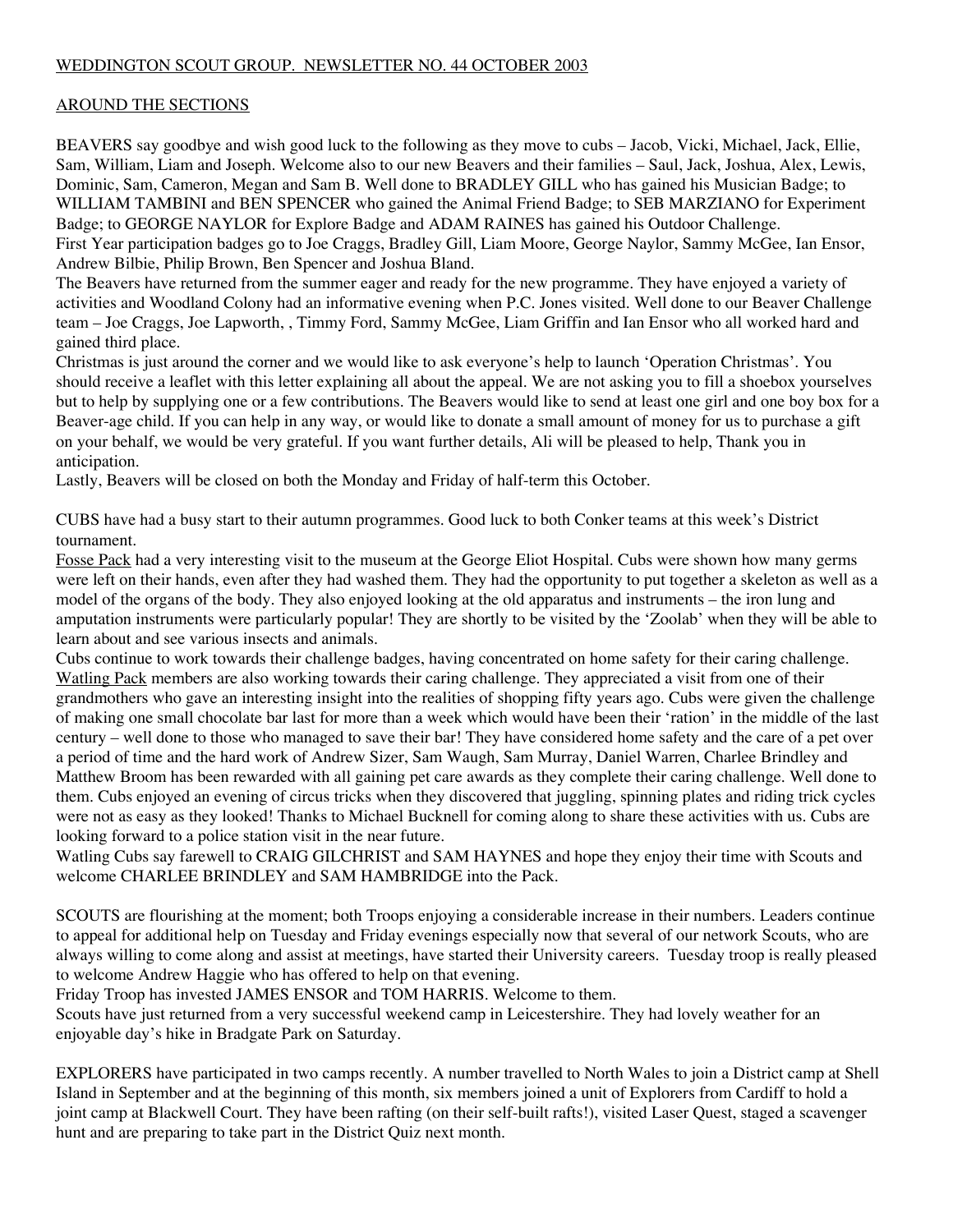WEDDINGTON SCOUT GROUP. NEWSLETTER NO. 44 OCTOBER 2003

AROUND THE SECTIONS

BEAVERS say goodbye and wish good luck to the following as they move to cubs – Jacob, Vicki, Michael, Jack, Ellie, Sam, William, Liam and Joseph. Welcome also to our new Beavers and their families – Saul, Jack, Joshua, Alex, Lewis, Dominic, Sam, Cameron, Megan and Sam B. Well done to BRADLEY GILL who has gained his Musician Badge; to WILLIAM TAMBINI and BEN SPENCER who gained the Animal Friend Badge; to SEB MARZIANO for Experiment Badge; to GEORGE NAYLOR for Explore Badge and ADAM RAINES has gained his Outdoor Challenge.
First Year participation badges go to Joe Craggs, Bradley Gill, Liam Moore, George Naylor, Sammy McGee, Ian Ensor, Andrew Bilbie, Philip Brown, Ben Spencer and Joshua Bland.
The Beavers have returned from the summer eager and ready for the new programme. They have enjoyed a variety of activities and Woodland Colony had an informative evening when P.C. Jones visited. Well done to our Beaver Challenge team – Joe Craggs, Joe Lapworth, , Timmy Ford, Sammy McGee, Liam Griffin and Ian Ensor who all worked hard and gained third place.
Christmas is just around the corner and we would like to ask everyone's help to launch 'Operation Christmas'. You should receive a leaflet with this letter explaining all about the appeal. We are not asking you to fill a shoebox yourselves but to help by supplying one or a few contributions. The Beavers would like to send at least one girl and one boy box for a Beaver-age child. If you can help in any way, or would like to donate a small amount of money for us to purchase a gift on your behalf, we would be very grateful. If you want further details, Ali will be pleased to help, Thank you in anticipation.
Lastly, Beavers will be closed on both the Monday and Friday of half-term this October.

CUBS have had a busy start to their autumn programmes. Good luck to both Conker teams at this week's District tournament.
Fosse Pack had a very interesting visit to the museum at the George Eliot Hospital. Cubs were shown how many germs were left on their hands, even after they had washed them. They had the opportunity to put together a skeleton as well as a model of the organs of the body. They also enjoyed looking at the old apparatus and instruments – the iron lung and amputation instruments were particularly popular! They are shortly to be visited by the 'Zoolab' when they will be able to learn about and see various insects and animals.
Cubs continue to work towards their challenge badges, having concentrated on home safety for their caring challenge.
Watling Pack members are also working towards their caring challenge. They appreciated a visit from one of their grandmothers who gave an interesting insight into the realities of shopping fifty years ago. Cubs were given the challenge of making one small chocolate bar last for more than a week which would have been their 'ration' in the middle of the last century – well done to those who managed to save their bar! They have considered home safety and the care of a pet over a period of time and the hard work of Andrew Sizer, Sam Waugh, Sam Murray, Daniel Warren, Charlee Brindley and Matthew Broom has been rewarded with all gaining pet care awards as they complete their caring challenge. Well done to them. Cubs enjoyed an evening of circus tricks when they discovered that juggling, spinning plates and riding trick cycles were not as easy as they looked! Thanks to Michael Bucknell for coming along to share these activities with us. Cubs are looking forward to a police station visit in the near future.
Watling Cubs say farewell to CRAIG GILCHRIST and SAM HAYNES and hope they enjoy their time with Scouts and welcome CHARLEE BRINDLEY and SAM HAMBRIDGE into the Pack.

SCOUTS are flourishing at the moment; both Troops enjoying a considerable increase in their numbers. Leaders continue to appeal for additional help on Tuesday and Friday evenings especially now that several of our network Scouts, who are always willing to come along and assist at meetings, have started their University careers. Tuesday troop is really pleased to welcome Andrew Haggie who has offered to help on that evening.
Friday Troop has invested JAMES ENSOR and TOM HARRIS. Welcome to them.
Scouts have just returned from a very successful weekend camp in Leicestershire. They had lovely weather for an enjoyable day's hike in Bradgate Park on Saturday.

EXPLORERS have participated in two camps recently. A number travelled to North Wales to join a District camp at Shell Island in September and at the beginning of this month, six members joined a unit of Explorers from Cardiff to hold a joint camp at Blackwell Court. They have been rafting (on their self-built rafts!), visited Laser Quest, staged a scavenger hunt and are preparing to take part in the District Quiz next month.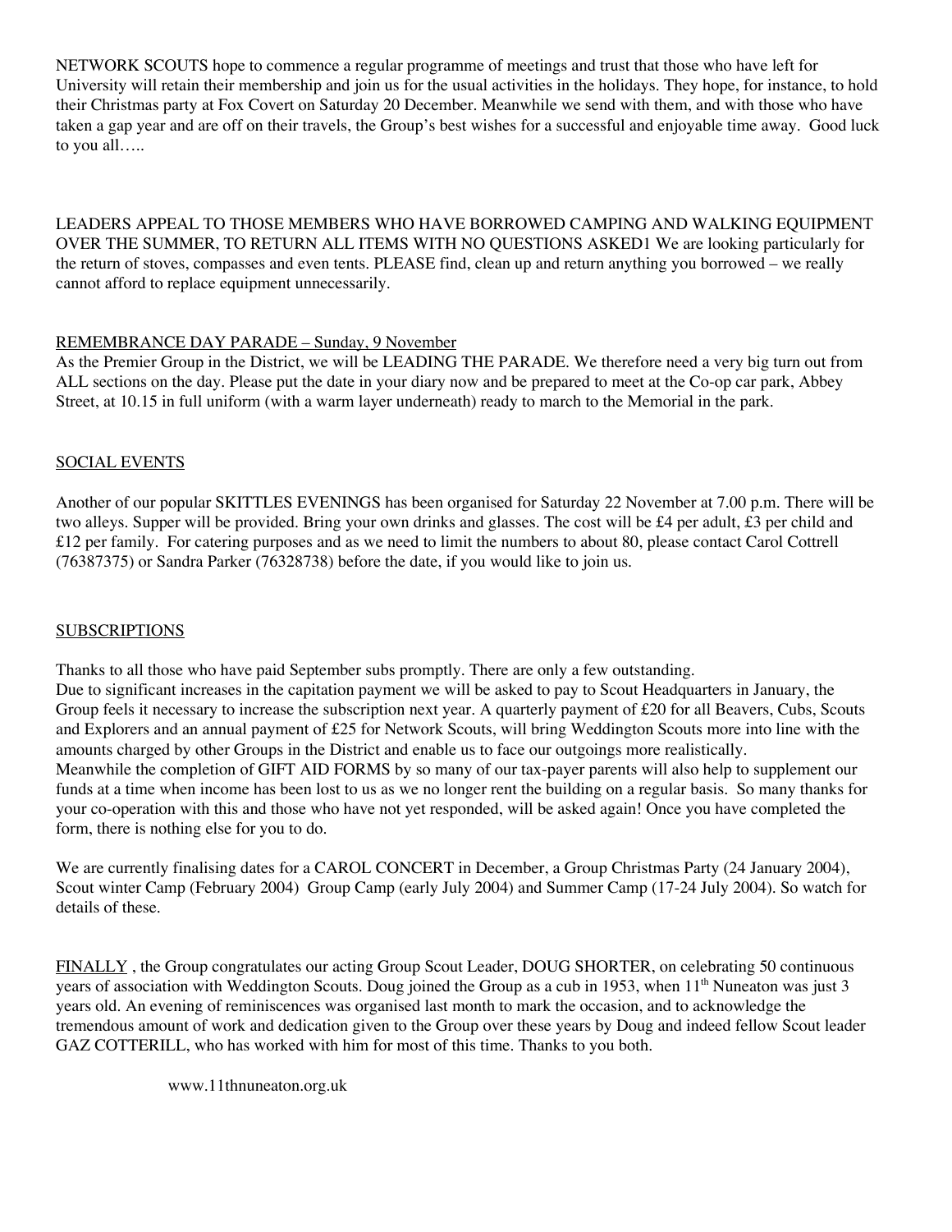NETWORK SCOUTS hope to commence a regular programme of meetings and trust that those who have left for University will retain their membership and join us for the usual activities in the holidays. They hope, for instance, to hold their Christmas party at Fox Covert on Saturday 20 December. Meanwhile we send with them, and with those who have taken a gap year and are off on their travels, the Group's best wishes for a successful and enjoyable time away. Good luck to you all…..

LEADERS APPEAL TO THOSE MEMBERS WHO HAVE BORROWED CAMPING AND WALKING EQUIPMENT OVER THE SUMMER, TO RETURN ALL ITEMS WITH NO QUESTIONS ASKED1 We are looking particularly for the return of stoves, compasses and even tents. PLEASE find, clean up and return anything you borrowed – we really cannot afford to replace equipment unnecessarily.

<u>REMEMBRANCE DAY PARADE – Sunday, 9 November</u>

As the Premier Group in the District, we will be LEADING THE PARADE. We therefore need a very big turn out from ALL sections on the day. Please put the date in your diary now and be prepared to meet at the Co-op car park, Abbey Street, at 10.15 in full uniform (with a warm layer underneath) ready to march to the Memorial in the park.

<u>SOCIAL EVENTS</u>

Another of our popular SKITTLES EVENINGS has been organised for Saturday 22 November at 7.00 p.m. There will be two alleys. Supper will be provided. Bring your own drinks and glasses. The cost will be £4 per adult, £3 per child and £12 per family. For catering purposes and as we need to limit the numbers to about 80, please contact Carol Cottrell (76387375) or Sandra Parker (76328738) before the date, if you would like to join us.

<u>SUBSCRIPTIONS</u>

Thanks to all those who have paid September subs promptly. There are only a few outstanding.
Due to significant increases in the capitation payment we will be asked to pay to Scout Headquarters in January, the Group feels it necessary to increase the subscription next year. A quarterly payment of £20 for all Beavers, Cubs, Scouts and Explorers and an annual payment of £25 for Network Scouts, will bring Weddington Scouts more into line with the amounts charged by other Groups in the District and enable us to face our outgoings more realistically.
Meanwhile the completion of GIFT AID FORMS by so many of our tax-payer parents will also help to supplement our funds at a time when income has been lost to us as we no longer rent the building on a regular basis. So many thanks for your co-operation with this and those who have not yet responded, will be asked again! Once you have completed the form, there is nothing else for you to do.

We are currently finalising dates for a CAROL CONCERT in December, a Group Christmas Party (24 January 2004), Scout winter Camp (February 2004) Group Camp (early July 2004) and Summer Camp (17-24 July 2004). So watch for details of these.

<u>FINALLY</u> , the Group congratulates our acting Group Scout Leader, DOUG SHORTER, on celebrating 50 continuous years of association with Weddington Scouts. Doug joined the Group as a cub in 1953, when 11th Nuneaton was just 3 years old. An evening of reminiscences was organised last month to mark the occasion, and to acknowledge the tremendous amount of work and dedication given to the Group over these years by Doug and indeed fellow Scout leader GAZ COTTERILL, who has worked with him for most of this time. Thanks to you both.

www.11thnuneaton.org.uk